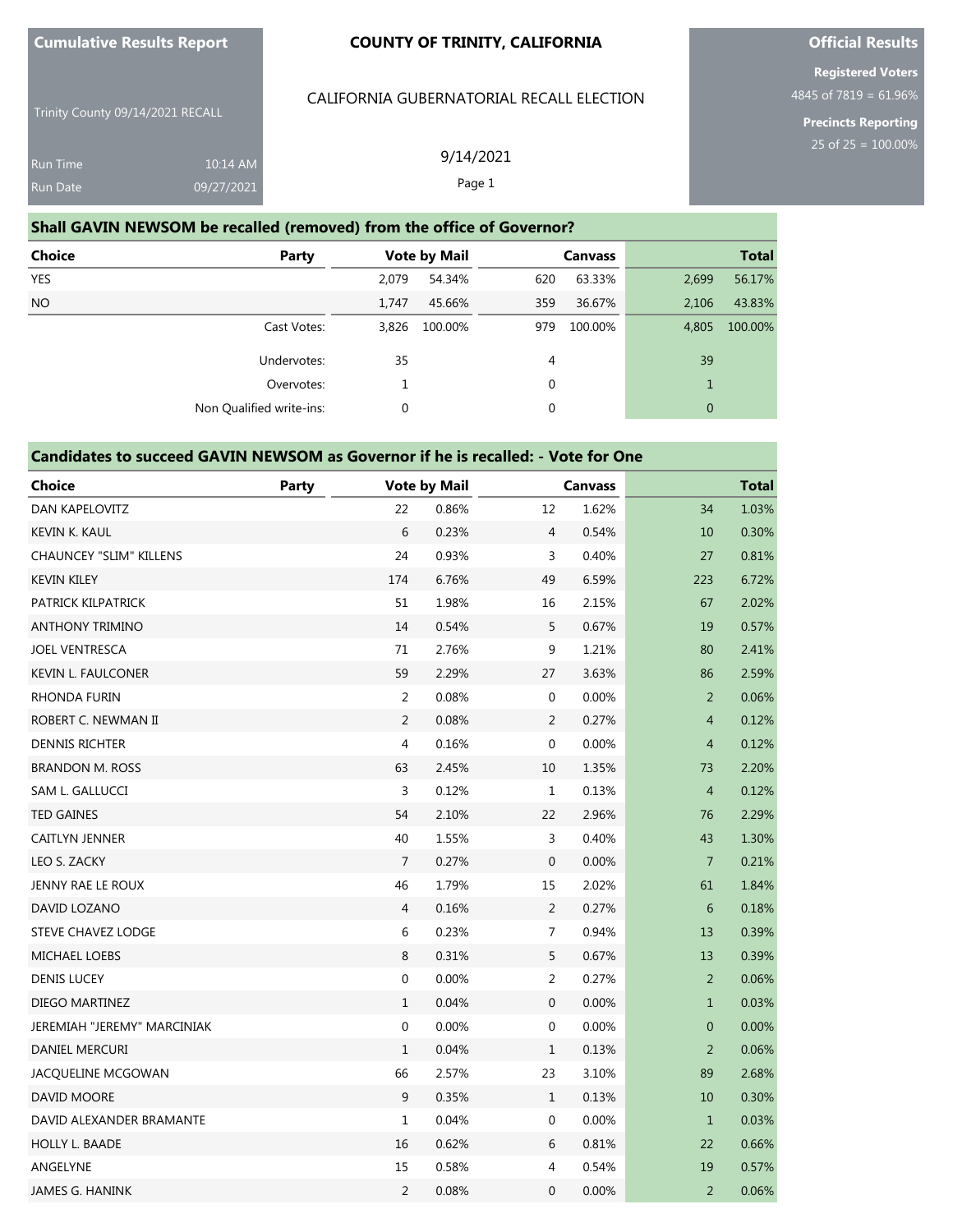**Cumulative Results Report**

Trinity County 09/14/2021 RECALL

Run Time 10:14 AM

Run Date 09/27/2021

**COUNTY OF TRINITY, CALIFORNIA**

CALIFORNIA GUBERNATORIAL RECALL ELECTION

9/14/2021

Page 1

**Official Results**

**Registered Voters**

4845 of 7819 = 61.96%

**Precincts Reporting**

25 of 25 = 100.00%

## Shall GAVIN NEWSOM be recalled (removed) from the office of Governor?

| Choice | Party | Vote by Mail | | Canvass | | Total | |
|---|---|---|---|---|---|---|---|
| YES | | 2,079 | 54.34% | 620 | 63.33% | 2,699 | 56.17% |
| NO | | 1,747 | 45.66% | 359 | 36.67% | 2,106 | 43.83% |
| | Cast Votes: | 3,826 | 100.00% | 979 | 100.00% | 4,805 | 100.00% |
| | Undervotes: | 35 | | 4 | | 39 | |
| | Overvotes: | 1 | | 0 | | 1 | |
| | Non Qualified write-ins: | 0 | | 0 | | 0 | |

## Candidates to succeed GAVIN NEWSOM as Governor if he is recalled: - Vote for One

| Choice | Party | Vote by Mail | | Canvass | | Total | |
|---|---|---|---|---|---|---|---|
| DAN KAPELOVITZ | | 22 | 0.86% | 12 | 1.62% | 34 | 1.03% |
| KEVIN K. KAUL | | 6 | 0.23% | 4 | 0.54% | 10 | 0.30% |
| CHAUNCEY "SLIM" KILLENS | | 24 | 0.93% | 3 | 0.40% | 27 | 0.81% |
| KEVIN KILEY | | 174 | 6.76% | 49 | 6.59% | 223 | 6.72% |
| PATRICK KILPATRICK | | 51 | 1.98% | 16 | 2.15% | 67 | 2.02% |
| ANTHONY TRIMINO | | 14 | 0.54% | 5 | 0.67% | 19 | 0.57% |
| JOEL VENTRESCA | | 71 | 2.76% | 9 | 1.21% | 80 | 2.41% |
| KEVIN L. FAULCONER | | 59 | 2.29% | 27 | 3.63% | 86 | 2.59% |
| RHONDA FURIN | | 2 | 0.08% | 0 | 0.00% | 2 | 0.06% |
| ROBERT C. NEWMAN II | | 2 | 0.08% | 2 | 0.27% | 4 | 0.12% |
| DENNIS RICHTER | | 4 | 0.16% | 0 | 0.00% | 4 | 0.12% |
| BRANDON M. ROSS | | 63 | 2.45% | 10 | 1.35% | 73 | 2.20% |
| SAM L. GALLUCCI | | 3 | 0.12% | 1 | 0.13% | 4 | 0.12% |
| TED GAINES | | 54 | 2.10% | 22 | 2.96% | 76 | 2.29% |
| CAITLYN JENNER | | 40 | 1.55% | 3 | 0.40% | 43 | 1.30% |
| LEO S. ZACKY | | 7 | 0.27% | 0 | 0.00% | 7 | 0.21% |
| JENNY RAE LE ROUX | | 46 | 1.79% | 15 | 2.02% | 61 | 1.84% |
| DAVID LOZANO | | 4 | 0.16% | 2 | 0.27% | 6 | 0.18% |
| STEVE CHAVEZ LODGE | | 6 | 0.23% | 7 | 0.94% | 13 | 0.39% |
| MICHAEL LOEBS | | 8 | 0.31% | 5 | 0.67% | 13 | 0.39% |
| DENIS LUCEY | | 0 | 0.00% | 2 | 0.27% | 2 | 0.06% |
| DIEGO MARTINEZ | | 1 | 0.04% | 0 | 0.00% | 1 | 0.03% |
| JEREMIAH "JEREMY" MARCINIAK | | 0 | 0.00% | 0 | 0.00% | 0 | 0.00% |
| DANIEL MERCURI | | 1 | 0.04% | 1 | 0.13% | 2 | 0.06% |
| JACQUELINE MCGOWAN | | 66 | 2.57% | 23 | 3.10% | 89 | 2.68% |
| DAVID MOORE | | 9 | 0.35% | 1 | 0.13% | 10 | 0.30% |
| DAVID ALEXANDER BRAMANTE | | 1 | 0.04% | 0 | 0.00% | 1 | 0.03% |
| HOLLY L. BAADE | | 16 | 0.62% | 6 | 0.81% | 22 | 0.66% |
| ANGELYNE | | 15 | 0.58% | 4 | 0.54% | 19 | 0.57% |
| JAMES G. HANINK | | 2 | 0.08% | 0 | 0.00% | 2 | 0.06% |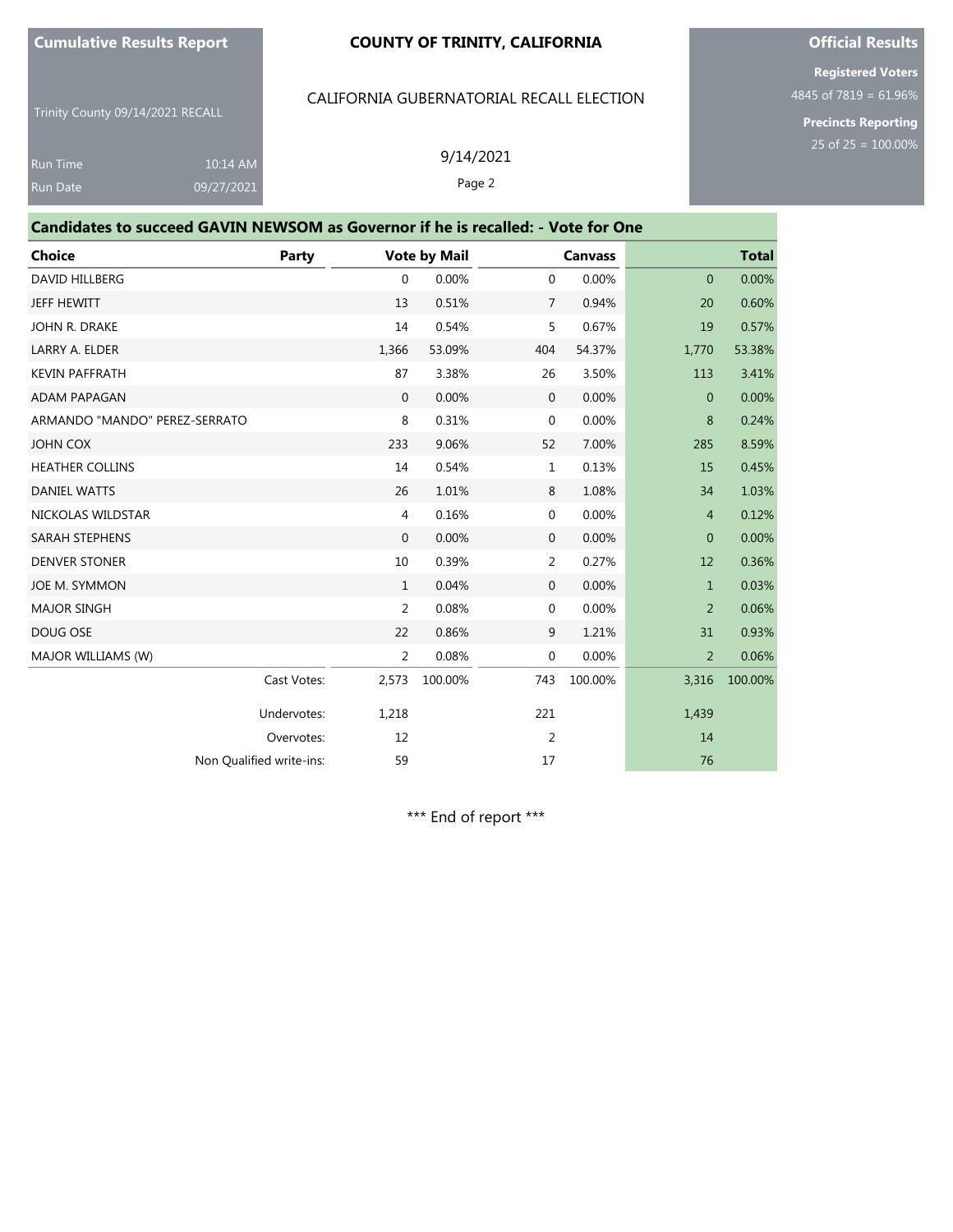**Cumulative Results Report**

Trinity County 09/14/2021 RECALL

Run Time 10:14 AM
Run Date 09/27/2021

**COUNTY OF TRINITY, CALIFORNIA**

CALIFORNIA GUBERNATORIAL RECALL ELECTION

9/14/2021

**Official Results**

**Registered Voters**
4845 of 7819 = 61.96%

**Precincts Reporting**
25 of 25 = 100.00%

## Candidates to succeed GAVIN NEWSOM as Governor if he is recalled: - Vote for One

| Choice | Party | Vote by Mail | | Canvass | | Total | |
|---|---|---|---|---|---|---|---|
| DAVID HILLBERG | | 0 | 0.00% | 0 | 0.00% | 0 | 0.00% |
| JEFF HEWITT | | 13 | 0.51% | 7 | 0.94% | 20 | 0.60% |
| JOHN R. DRAKE | | 14 | 0.54% | 5 | 0.67% | 19 | 0.57% |
| LARRY A. ELDER | | 1,366 | 53.09% | 404 | 54.37% | 1,770 | 53.38% |
| KEVIN PAFFRATH | | 87 | 3.38% | 26 | 3.50% | 113 | 3.41% |
| ADAM PAPAGAN | | 0 | 0.00% | 0 | 0.00% | 0 | 0.00% |
| ARMANDO "MANDO" PEREZ-SERRATO | | 8 | 0.31% | 0 | 0.00% | 8 | 0.24% |
| JOHN COX | | 233 | 9.06% | 52 | 7.00% | 285 | 8.59% |
| HEATHER COLLINS | | 14 | 0.54% | 1 | 0.13% | 15 | 0.45% |
| DANIEL WATTS | | 26 | 1.01% | 8 | 1.08% | 34 | 1.03% |
| NICKOLAS WILDSTAR | | 4 | 0.16% | 0 | 0.00% | 4 | 0.12% |
| SARAH STEPHENS | | 0 | 0.00% | 0 | 0.00% | 0 | 0.00% |
| DENVER STONER | | 10 | 0.39% | 2 | 0.27% | 12 | 0.36% |
| JOE M. SYMMON | | 1 | 0.04% | 0 | 0.00% | 1 | 0.03% |
| MAJOR SINGH | | 2 | 0.08% | 0 | 0.00% | 2 | 0.06% |
| DOUG OSE | | 22 | 0.86% | 9 | 1.21% | 31 | 0.93% |
| MAJOR WILLIAMS (W) | | 2 | 0.08% | 0 | 0.00% | 2 | 0.06% |
| | Cast Votes: | 2,573 | 100.00% | 743 | 100.00% | 3,316 | 100.00% |
| | Undervotes: | 1,218 | | 221 | | 1,439 | |
| | Overvotes: | 12 | | 2 | | 14 | |
| | Non Qualified write-ins: | 59 | | 17 | | 76 | |

*** End of report ***